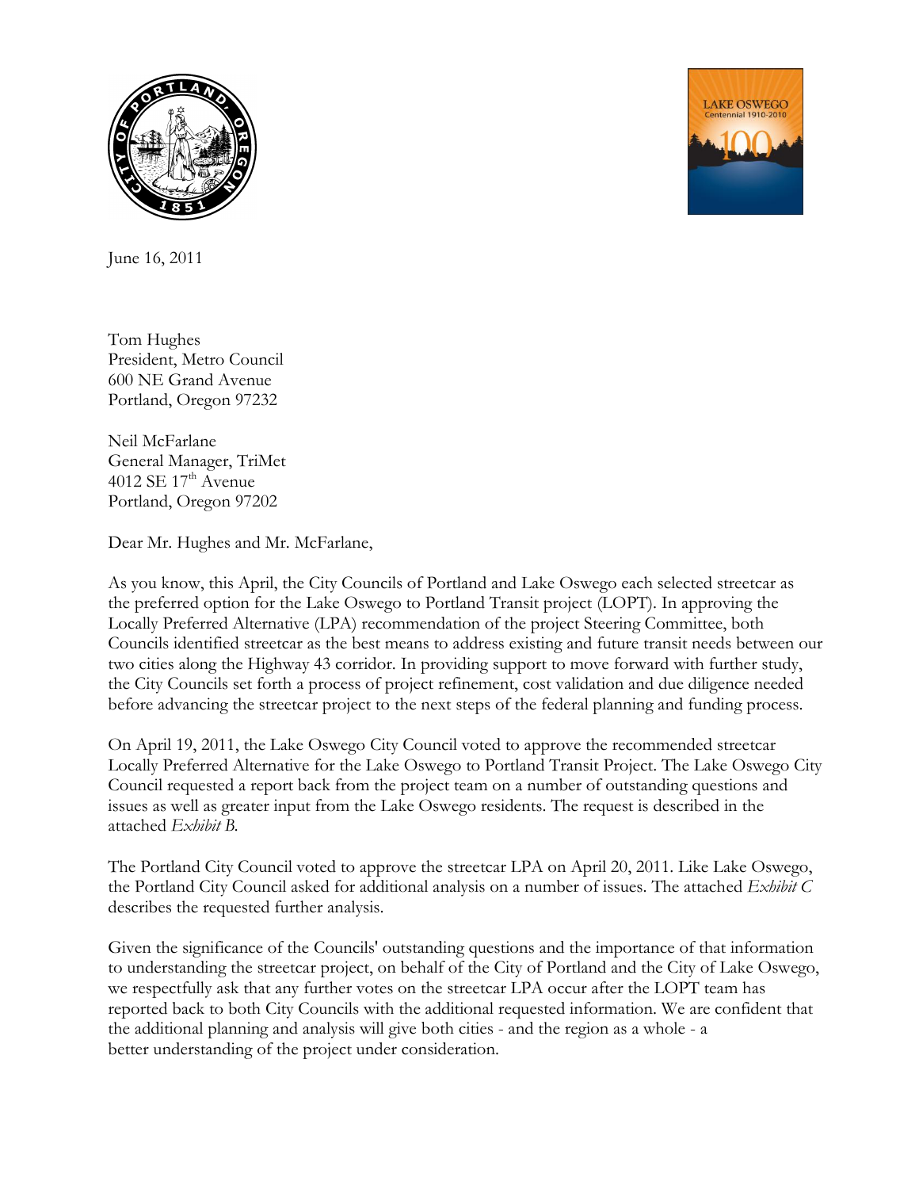June 16, 2011

Tom Hughes
President, Metro Council
600 NE Grand Avenue
Portland, Oregon 97232

Neil McFarlane
General Manager, TriMet
4012 SE 17th Avenue
Portland, Oregon 97202

Dear Mr. Hughes and Mr. McFarlane,

As you know, this April, the City Councils of Portland and Lake Oswego each selected streetcar as the preferred option for the Lake Oswego to Portland Transit project (LOPT). In approving the Locally Preferred Alternative (LPA) recommendation of the project Steering Committee, both Councils identified streetcar as the best means to address existing and future transit needs between our two cities along the Highway 43 corridor. In providing support to move forward with further study, the City Councils set forth a process of project refinement, cost validation and due diligence needed before advancing the streetcar project to the next steps of the federal planning and funding process.

On April 19, 2011, the Lake Oswego City Council voted to approve the recommended streetcar Locally Preferred Alternative for the Lake Oswego to Portland Transit Project. The Lake Oswego City Council requested a report back from the project team on a number of outstanding questions and issues as well as greater input from the Lake Oswego residents. The request is described in the attached *Exhibit B.*

The Portland City Council voted to approve the streetcar LPA on April 20, 2011. Like Lake Oswego, the Portland City Council asked for additional analysis on a number of issues. The attached *Exhibit C* describes the requested further analysis.

Given the significance of the Councils' outstanding questions and the importance of that information to understanding the streetcar project, on behalf of the City of Portland and the City of Lake Oswego, we respectfully ask that any further votes on the streetcar LPA occur after the LOPT team has reported back to both City Councils with the additional requested information. We are confident that the additional planning and analysis will give both cities - and the region as a whole - a better understanding of the project under consideration.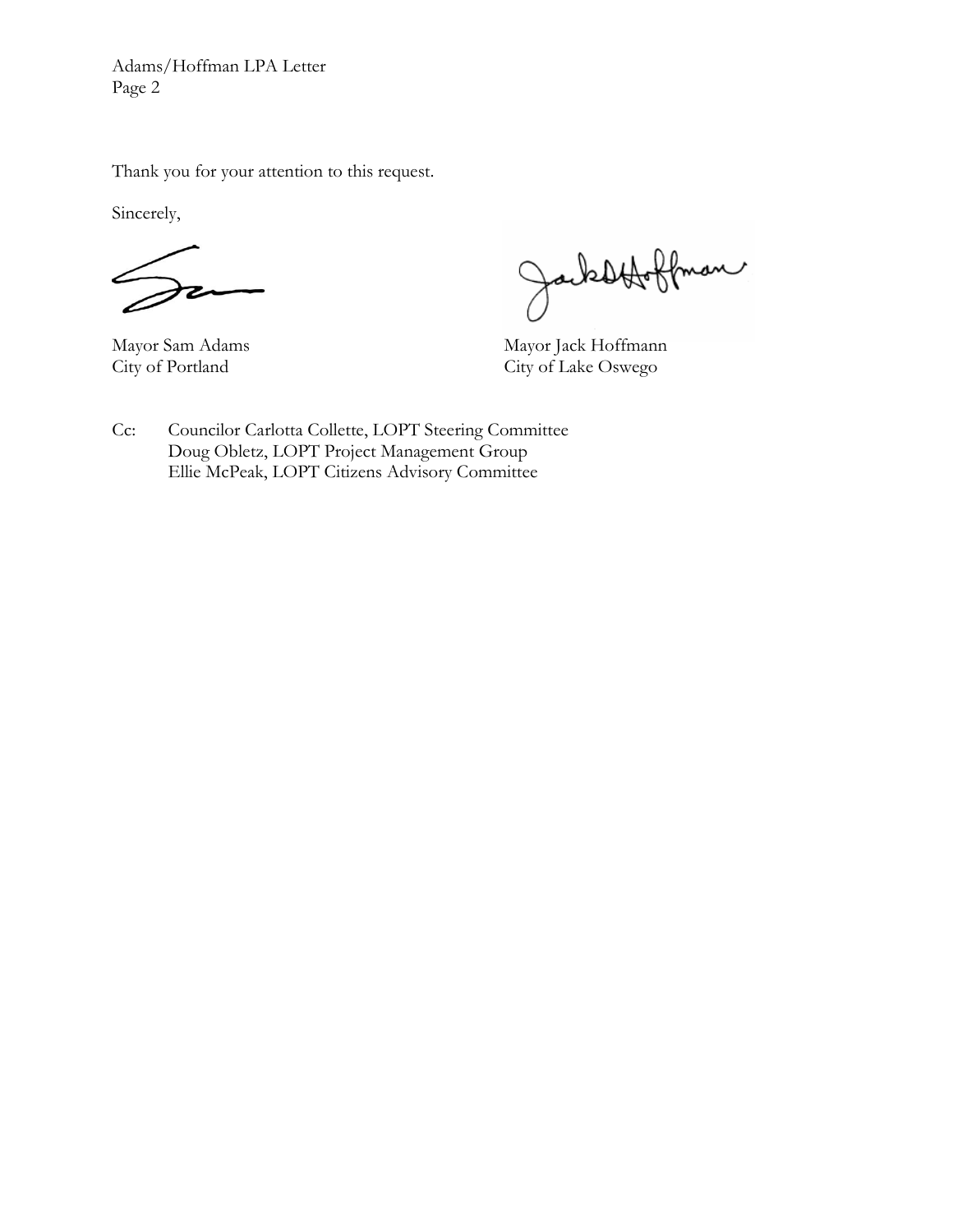Thank you for your attention to this request.

Sincerely,

Mayor Sam Adams
City of Portland

Mayor Jack Hoffmann
City of Lake Oswego

Cc: Councilor Carlotta Collette, LOPT Steering Committee
Doug Obletz, LOPT Project Management Group
Ellie McPeak, LOPT Citizens Advisory Committee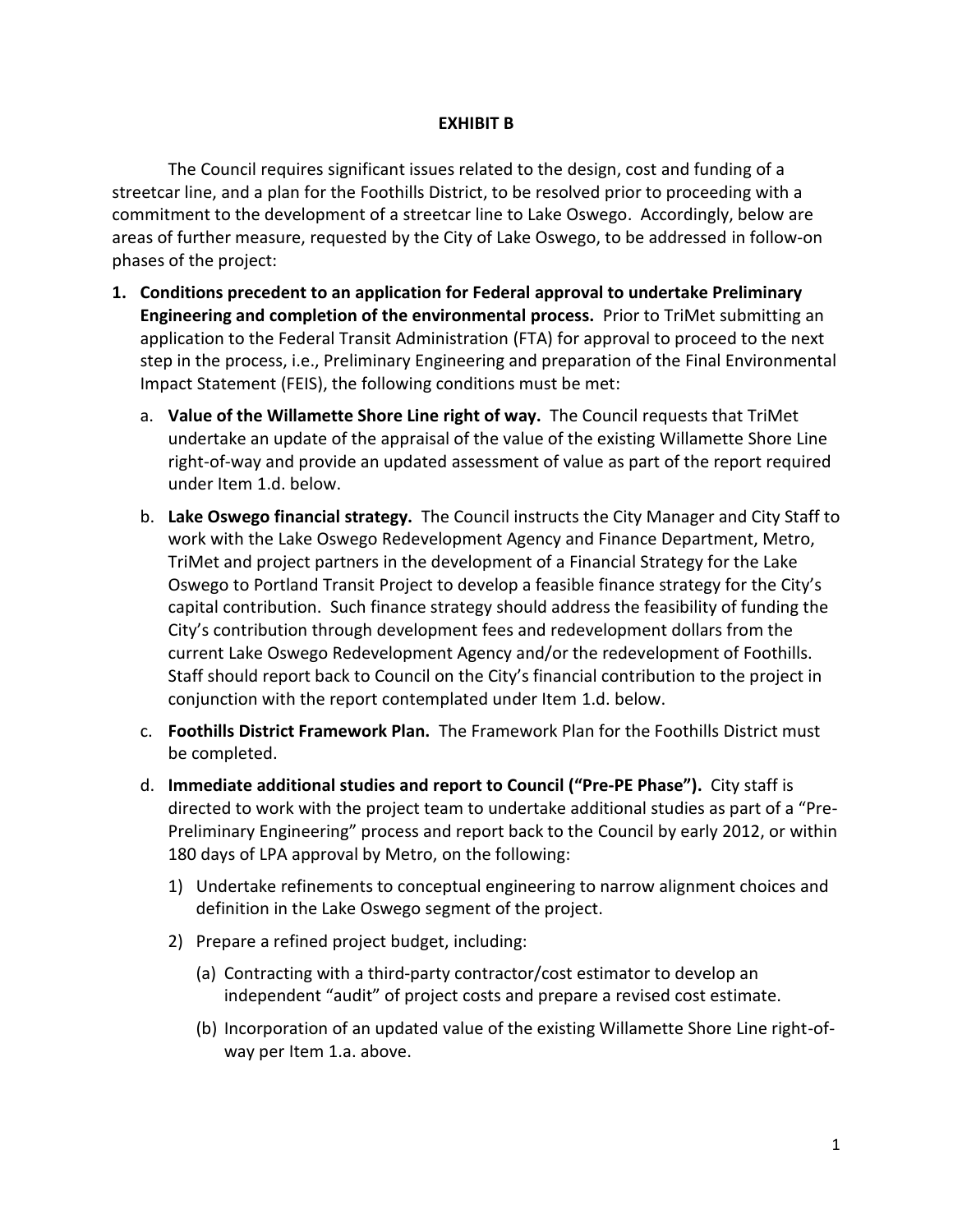# EXHIBIT B

The Council requires significant issues related to the design, cost and funding of a streetcar line, and a plan for the Foothills District, to be resolved prior to proceeding with a commitment to the development of a streetcar line to Lake Oswego. Accordingly, below are areas of further measure, requested by the City of Lake Oswego, to be addressed in follow-on phases of the project:

1. **Conditions precedent to an application for Federal approval to undertake Preliminary Engineering and completion of the environmental process.** Prior to TriMet submitting an application to the Federal Transit Administration (FTA) for approval to proceed to the next step in the process, i.e., Preliminary Engineering and preparation of the Final Environmental Impact Statement (FEIS), the following conditions must be met:

   a. **Value of the Willamette Shore Line right of way.** The Council requests that TriMet undertake an update of the appraisal of the value of the existing Willamette Shore Line right-of-way and provide an updated assessment of value as part of the report required under Item 1.d. below.

   b. **Lake Oswego financial strategy.** The Council instructs the City Manager and City Staff to work with the Lake Oswego Redevelopment Agency and Finance Department, Metro, TriMet and project partners in the development of a Financial Strategy for the Lake Oswego to Portland Transit Project to develop a feasible finance strategy for the City's capital contribution. Such finance strategy should address the feasibility of funding the City's contribution through development fees and redevelopment dollars from the current Lake Oswego Redevelopment Agency and/or the redevelopment of Foothills. Staff should report back to Council on the City's financial contribution to the project in conjunction with the report contemplated under Item 1.d. below.

   c. **Foothills District Framework Plan.** The Framework Plan for the Foothills District must be completed.

   d. **Immediate additional studies and report to Council ("Pre-PE Phase").** City staff is directed to work with the project team to undertake additional studies as part of a "Pre-Preliminary Engineering" process and report back to the Council by early 2012, or within 180 days of LPA approval by Metro, on the following:

      1) Undertake refinements to conceptual engineering to narrow alignment choices and definition in the Lake Oswego segment of the project.

      2) Prepare a refined project budget, including:

         (a) Contracting with a third-party contractor/cost estimator to develop an independent "audit" of project costs and prepare a revised cost estimate.

         (b) Incorporation of an updated value of the existing Willamette Shore Line right-of-way per Item 1.a. above.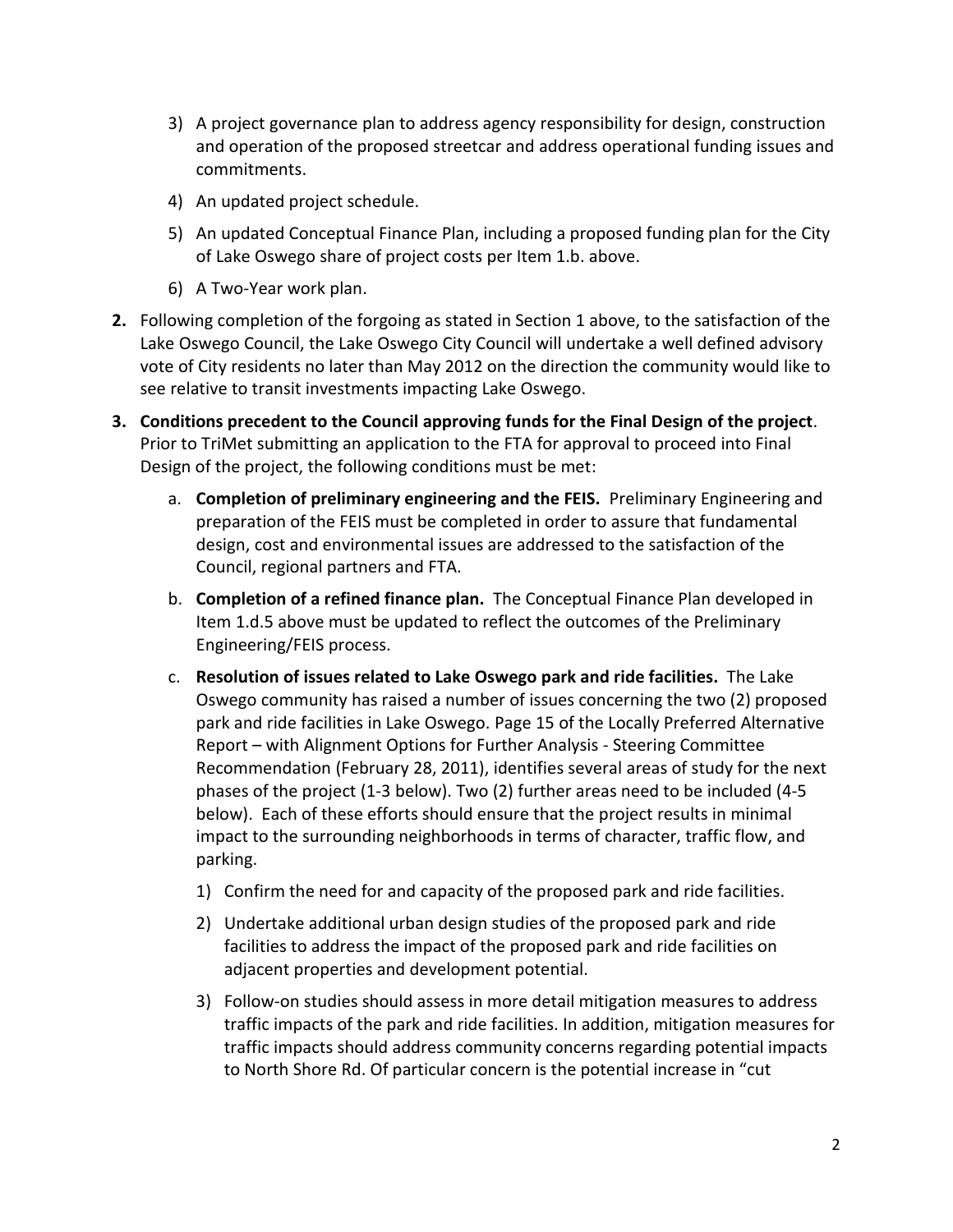3) A project governance plan to address agency responsibility for design, construction and operation of the proposed streetcar and address operational funding issues and commitments.
4) An updated project schedule.
5) An updated Conceptual Finance Plan, including a proposed funding plan for the City of Lake Oswego share of project costs per Item 1.b. above.
6) A Two-Year work plan.

**2.** Following completion of the forgoing as stated in Section 1 above, to the satisfaction of the Lake Oswego Council, the Lake Oswego City Council will undertake a well defined advisory vote of City residents no later than May 2012 on the direction the community would like to see relative to transit investments impacting Lake Oswego.

**3. Conditions precedent to the Council approving funds for the Final Design of the project**. Prior to TriMet submitting an application to the FTA for approval to proceed into Final Design of the project, the following conditions must be met:

a. **Completion of preliminary engineering and the FEIS.** Preliminary Engineering and preparation of the FEIS must be completed in order to assure that fundamental design, cost and environmental issues are addressed to the satisfaction of the Council, regional partners and FTA.

b. **Completion of a refined finance plan.** The Conceptual Finance Plan developed in Item 1.d.5 above must be updated to reflect the outcomes of the Preliminary Engineering/FEIS process.

c. **Resolution of issues related to Lake Oswego park and ride facilities.** The Lake Oswego community has raised a number of issues concerning the two (2) proposed park and ride facilities in Lake Oswego. Page 15 of the Locally Preferred Alternative Report – with Alignment Options for Further Analysis - Steering Committee Recommendation (February 28, 2011), identifies several areas of study for the next phases of the project (1-3 below). Two (2) further areas need to be included (4-5 below). Each of these efforts should ensure that the project results in minimal impact to the surrounding neighborhoods in terms of character, traffic flow, and parking.

1) Confirm the need for and capacity of the proposed park and ride facilities.
2) Undertake additional urban design studies of the proposed park and ride facilities to address the impact of the proposed park and ride facilities on adjacent properties and development potential.
3) Follow-on studies should assess in more detail mitigation measures to address traffic impacts of the park and ride facilities. In addition, mitigation measures for traffic impacts should address community concerns regarding potential impacts to North Shore Rd. Of particular concern is the potential increase in "cut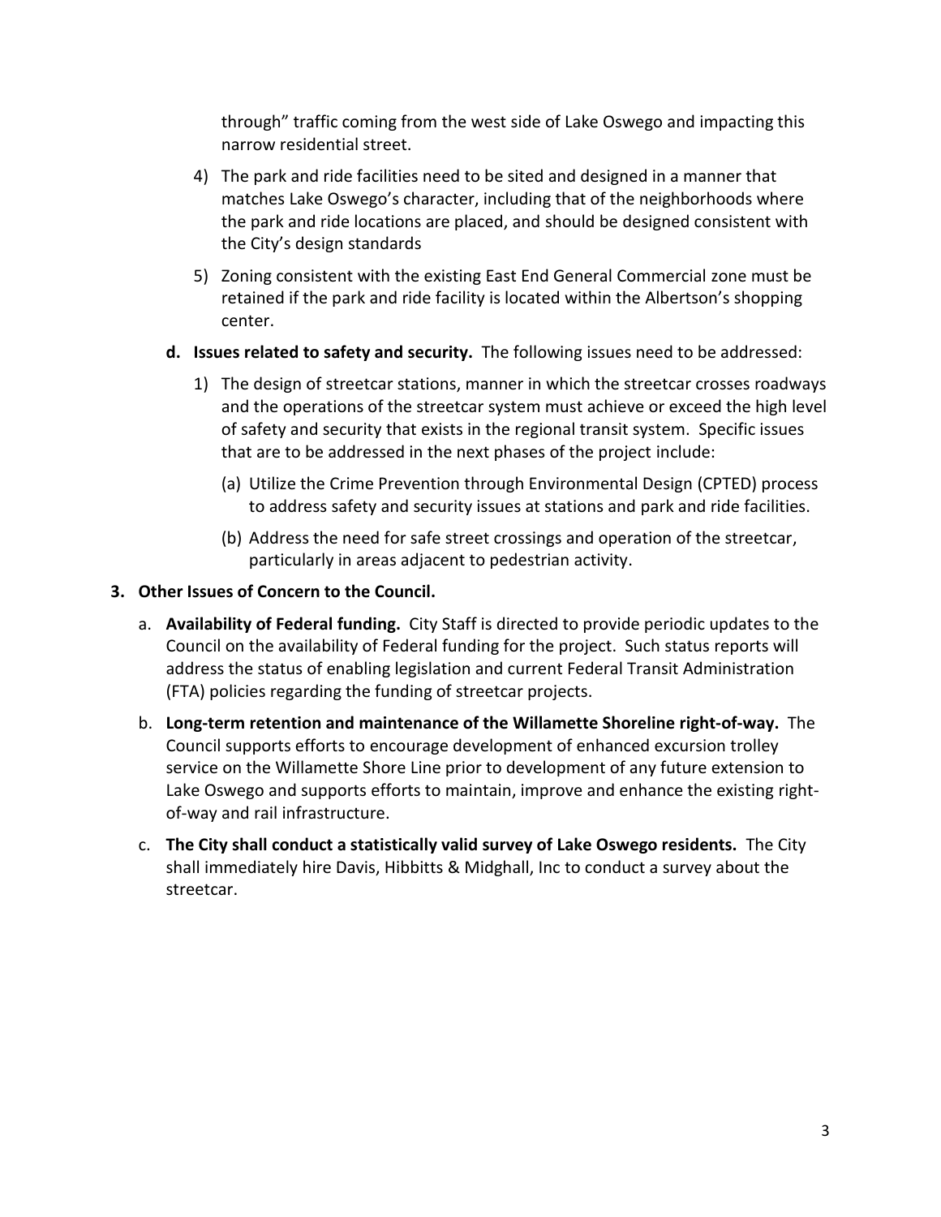through" traffic coming from the west side of Lake Oswego and impacting this narrow residential street.

4) The park and ride facilities need to be sited and designed in a manner that matches Lake Oswego's character, including that of the neighborhoods where the park and ride locations are placed, and should be designed consistent with the City's design standards

5) Zoning consistent with the existing East End General Commercial zone must be retained if the park and ride facility is located within the Albertson's shopping center.

**d. Issues related to safety and security.** The following issues need to be addressed:

1) The design of streetcar stations, manner in which the streetcar crosses roadways and the operations of the streetcar system must achieve or exceed the high level of safety and security that exists in the regional transit system. Specific issues that are to be addressed in the next phases of the project include:

   (a) Utilize the Crime Prevention through Environmental Design (CPTED) process to address safety and security issues at stations and park and ride facilities.

   (b) Address the need for safe street crossings and operation of the streetcar, particularly in areas adjacent to pedestrian activity.

**3. Other Issues of Concern to the Council.**

a. **Availability of Federal funding.** City Staff is directed to provide periodic updates to the Council on the availability of Federal funding for the project. Such status reports will address the status of enabling legislation and current Federal Transit Administration (FTA) policies regarding the funding of streetcar projects.

b. **Long-term retention and maintenance of the Willamette Shoreline right-of-way.** The Council supports efforts to encourage development of enhanced excursion trolley service on the Willamette Shore Line prior to development of any future extension to Lake Oswego and supports efforts to maintain, improve and enhance the existing right-of-way and rail infrastructure.

c. **The City shall conduct a statistically valid survey of Lake Oswego residents.** The City shall immediately hire Davis, Hibbitts & Midghall, Inc to conduct a survey about the streetcar.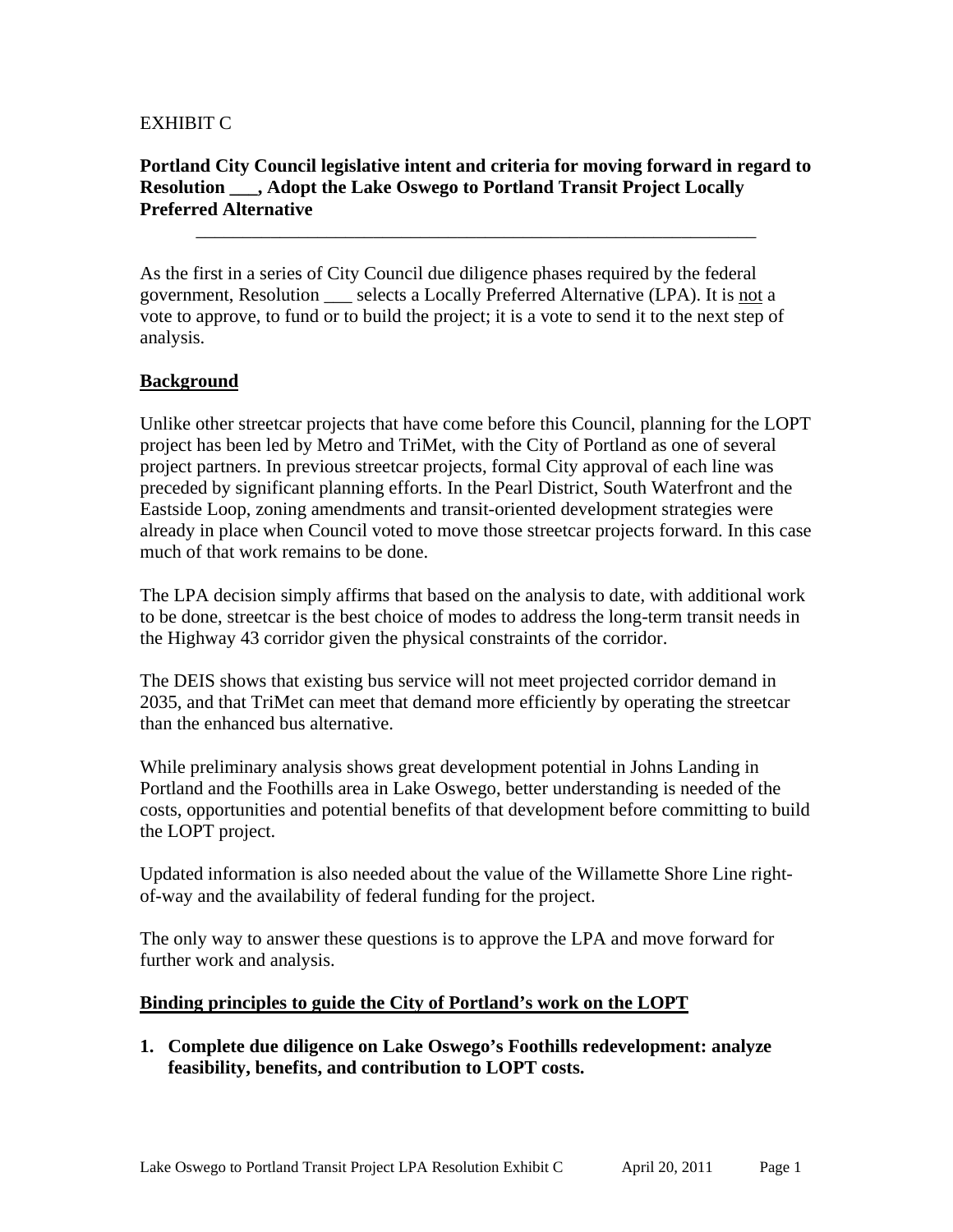EXHIBIT C

**Portland City Council legislative intent and criteria for moving forward in regard to Resolution ___, Adopt the Lake Oswego to Portland Transit Project Locally Preferred Alternative**

---

As the first in a series of City Council due diligence phases required by the federal government, Resolution ___ selects a Locally Preferred Alternative (LPA). It is not a vote to approve, to fund or to build the project; it is a vote to send it to the next step of analysis.

**Background**

Unlike other streetcar projects that have come before this Council, planning for the LOPT project has been led by Metro and TriMet, with the City of Portland as one of several project partners. In previous streetcar projects, formal City approval of each line was preceded by significant planning efforts. In the Pearl District, South Waterfront and the Eastside Loop, zoning amendments and transit-oriented development strategies were already in place when Council voted to move those streetcar projects forward. In this case much of that work remains to be done.

The LPA decision simply affirms that based on the analysis to date, with additional work to be done, streetcar is the best choice of modes to address the long-term transit needs in the Highway 43 corridor given the physical constraints of the corridor.

The DEIS shows that existing bus service will not meet projected corridor demand in 2035, and that TriMet can meet that demand more efficiently by operating the streetcar than the enhanced bus alternative.

While preliminary analysis shows great development potential in Johns Landing in Portland and the Foothills area in Lake Oswego, better understanding is needed of the costs, opportunities and potential benefits of that development before committing to build the LOPT project.

Updated information is also needed about the value of the Willamette Shore Line right-of-way and the availability of federal funding for the project.

The only way to answer these questions is to approve the LPA and move forward for further work and analysis.

**Binding principles to guide the City of Portland's work on the LOPT**

1. **Complete due diligence on Lake Oswego's Foothills redevelopment: analyze feasibility, benefits, and contribution to LOPT costs.**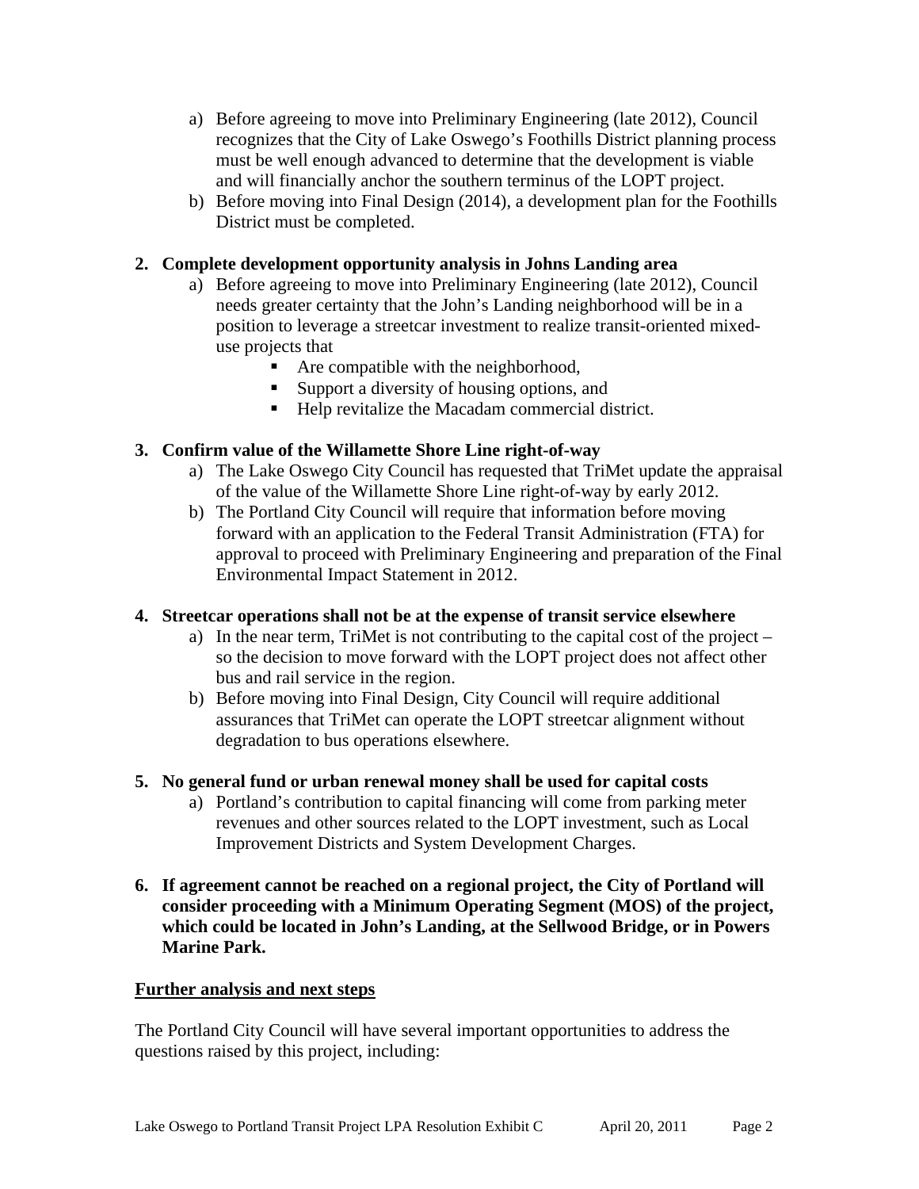a) Before agreeing to move into Preliminary Engineering (late 2012), Council recognizes that the City of Lake Oswego's Foothills District planning process must be well enough advanced to determine that the development is viable and will financially anchor the southern terminus of the LOPT project.

b) Before moving into Final Design (2014), a development plan for the Foothills District must be completed.

**2. Complete development opportunity analysis in Johns Landing area**

a) Before agreeing to move into Preliminary Engineering (late 2012), Council needs greater certainty that the John's Landing neighborhood will be in a position to leverage a streetcar investment to realize transit-oriented mixed-use projects that

- Are compatible with the neighborhood,
- Support a diversity of housing options, and
- Help revitalize the Macadam commercial district.

**3. Confirm value of the Willamette Shore Line right-of-way**

a) The Lake Oswego City Council has requested that TriMet update the appraisal of the value of the Willamette Shore Line right-of-way by early 2012.

b) The Portland City Council will require that information before moving forward with an application to the Federal Transit Administration (FTA) for approval to proceed with Preliminary Engineering and preparation of the Final Environmental Impact Statement in 2012.

**4. Streetcar operations shall not be at the expense of transit service elsewhere**

a) In the near term, TriMet is not contributing to the capital cost of the project – so the decision to move forward with the LOPT project does not affect other bus and rail service in the region.

b) Before moving into Final Design, City Council will require additional assurances that TriMet can operate the LOPT streetcar alignment without degradation to bus operations elsewhere.

**5. No general fund or urban renewal money shall be used for capital costs**

a) Portland's contribution to capital financing will come from parking meter revenues and other sources related to the LOPT investment, such as Local Improvement Districts and System Development Charges.

**6. If agreement cannot be reached on a regional project, the City of Portland will consider proceeding with a Minimum Operating Segment (MOS) of the project, which could be located in John's Landing, at the Sellwood Bridge, or in Powers Marine Park.**

__Further analysis and next steps__

The Portland City Council will have several important opportunities to address the questions raised by this project, including: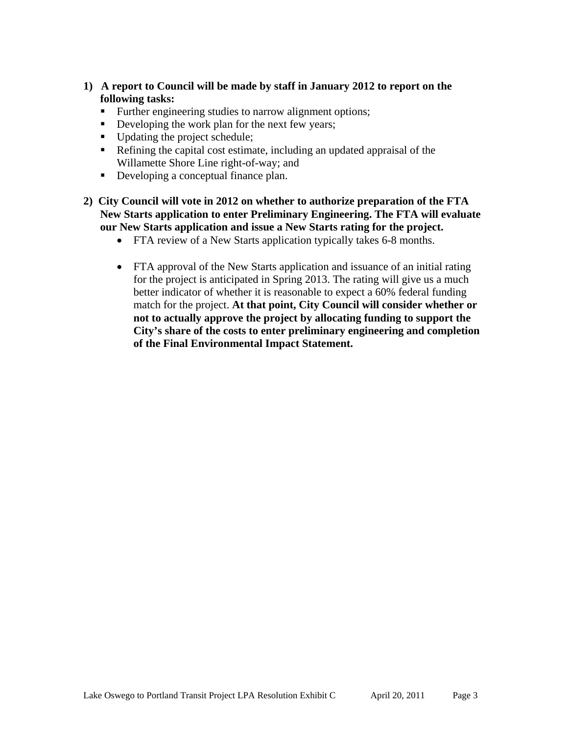1) **A report to Council will be made by staff in January 2012 to report on the following tasks:**
   - Further engineering studies to narrow alignment options;
   - Developing the work plan for the next few years;
   - Updating the project schedule;
   - Refining the capital cost estimate, including an updated appraisal of the Willamette Shore Line right-of-way; and
   - Developing a conceptual finance plan.

2) **City Council will vote in 2012 on whether to authorize preparation of the FTA New Starts application to enter Preliminary Engineering. The FTA will evaluate our New Starts application and issue a New Starts rating for the project.**
   - FTA review of a New Starts application typically takes 6-8 months.
   - FTA approval of the New Starts application and issuance of an initial rating for the project is anticipated in Spring 2013. The rating will give us a much better indicator of whether it is reasonable to expect a 60% federal funding match for the project. **At that point, City Council will consider whether or not to actually approve the project by allocating funding to support the City's share of the costs to enter preliminary engineering and completion of the Final Environmental Impact Statement.**